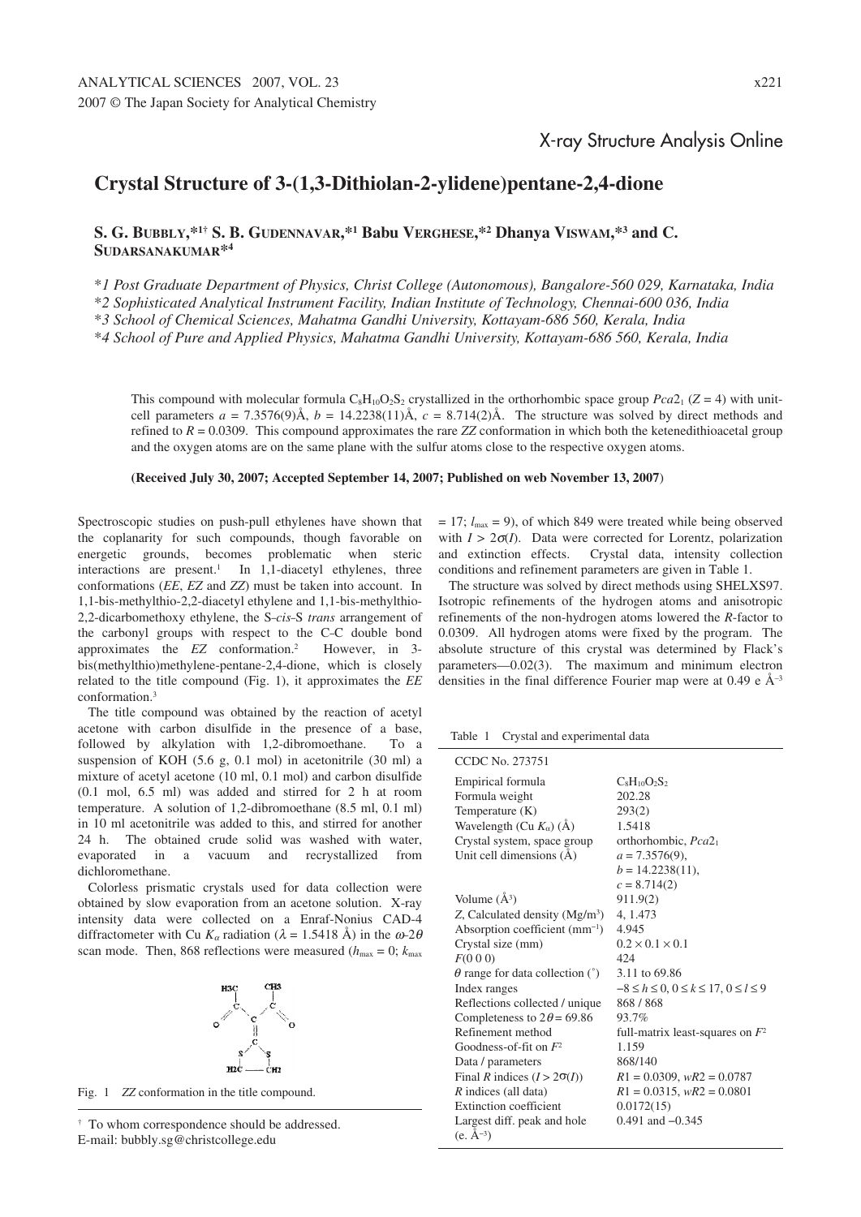X-ray Structure Analysis Online

# Crystal Structure of 3-(1,3-Dithiolan-2-ylidene)pentane-2,4-dione

**S. G. Bubbly,\*1† S. B. Gudennavar,\*1 Babu Verghese,\*2 Dhanya Viswam,\*3 and C. Sudarsanakumar\*4**

*\*1 Post Graduate Department of Physics, Christ College (Autonomous), Bangalore-560 029, Karnataka, India*

*\*2 Sophisticated Analytical Instrument Facility, Indian Institute of Technology, Chennai-600 036, India*

*\*3 School of Chemical Sciences, Mahatma Gandhi University, Kottayam-686 560, Kerala, India*

*\*4 School of Pure and Applied Physics, Mahatma Gandhi University, Kottayam-686 560, Kerala, India*

This compound with molecular formula $C_8H_{10}O_2S_2$ crystallized in the orthorhombic space group $Pca2_1$ ($Z = 4$) with unit-cell parameters $a$ = 7.3576(9)Å, $b$ = 14.2238(11)Å, $c$ = 8.714(2)Å. The structure was solved by direct methods and refined to $R$ = 0.0309. This compound approximates the rare *ZZ* conformation in which both the ketenedithioacetal group and the oxygen atoms are on the same plane with the sulfur atoms close to the respective oxygen atoms.

**(Received July 30, 2007; Accepted September 14, 2007; Published on web November 13, 2007)**

Spectroscopic studies on push-pull ethylenes have shown that the coplanarity for such compounds, though favorable on energetic grounds, becomes problematic when steric interactions are present.[1] In 1,1-diacetyl ethylenes, three conformations (*EE*, *EZ* and *ZZ*) must be taken into account. In 1,1-bis-methylthio-2,2-diacetyl ethylene and 1,1-bis-methylthio-2,2-dicarbomethoxy ethylene, the S-*cis*-S *trans* arrangement of the carbonyl groups with respect to the C–C double bond approximates the *EZ* conformation.[2] However, in 3-bis(methylthio)methylene-pentane-2,4-dione, which is closely related to the title compound (Fig. 1), it approximates the *EE* conformation.[3]

The title compound was obtained by the reaction of acetyl acetone with carbon disulfide in the presence of a base, followed by alkylation with 1,2-dibromoethane. To a suspension of KOH (5.6 g, 0.1 mol) in acetonitrile (30 ml) a mixture of acetyl acetone (10 ml, 0.1 mol) and carbon disulfide (0.1 mol, 6.5 ml) was added and stirred for 2 h at room temperature. A solution of 1,2-dibromoethane (8.5 ml, 0.1 ml) in 10 ml acetonitrile was added to this, and stirred for another 24 h. The obtained crude solid was washed with water, evaporated in a vacuum and recrystallized from dichloromethane.

Colorless prismatic crystals used for data collection were obtained by slow evaporation from an acetone solution. X-ray intensity data were collected on a Enraf-Nonius CAD-4 diffractometer with Cu $K_\alpha$ radiation ($\lambda$ = 1.5418 Å) in the $\omega$-2$\theta$ scan mode. Then, 868 reflections were measured ($h_{max}$ = 0; $k_{max}$ = 17; $l_{max}$ = 9), of which 849 were treated while being observed with $I > 2\sigma(I)$. Data were corrected for Lorentz, polarization and extinction effects. Crystal data, intensity collection conditions and refinement parameters are given in Table 1.

Fig. 1 *ZZ* conformation in the title compound.

The structure was solved by direct methods using SHELXS97. Isotropic refinements of the hydrogen atoms and anisotropic refinements of the non-hydrogen atoms lowered the $R$-factor to 0.0309. All hydrogen atoms were fixed by the program. The absolute structure of this crystal was determined by Flack's parameters—0.02(3). The maximum and minimum electron densities in the final difference Fourier map were at 0.49 e Å$^{-3}$

Table 1 Crystal and experimental data

| | |
|---|---|
| CCDC No. 273751 | |
| Empirical formula | $C_8H_{10}O_2S_2$ |
| Formula weight | 202.28 |
| Temperature (K) | 293(2) |
| Wavelength (Cu $K_\alpha$) (Å) | 1.5418 |
| Crystal system, space group | orthorhombic, $Pca2_1$ |
| Unit cell dimensions (Å) | $a$ = 7.3576(9), $b$ = 14.2238(11), $c$ = 8.714(2) |
| Volume (Å$^3$) | 911.9(2) |
| $Z$, Calculated density (Mg/m$^3$) | 4, 1.473 |
| Absorption coefficient (mm$^{-1}$) | 4.945 |
| Crystal size (mm) | 0.2 × 0.1 × 0.1 |
| $F$(0 0 0) | 424 |
| $\theta$ range for data collection (°) | 3.11 to 69.86 |
| Index ranges | $-8 \le h \le 0, 0 \le k \le 17, 0 \le l \le 9$ |
| Reflections collected / unique | 868 / 868 |
| Completeness to 2$\theta$ = 69.86 | 93.7% |
| Refinement method | full-matrix least-squares on $F^2$ |
| Goodness-of-fit on $F^2$ | 1.159 |
| Data / parameters | 868/140 |
| Final $R$ indices ($I > 2\sigma(I)$) | $R1$ = 0.0309, $wR2$ = 0.0787 |
| $R$ indices (all data) | $R1$ = 0.0315, $wR2$ = 0.0801 |
| Extinction coefficient | 0.0172(15) |
| Largest diff. peak and hole (e. Å$^{-3}$) | 0.491 and −0.345 |

† To whom correspondence should be addressed.
E-mail: bubbly.sg@christcollege.edu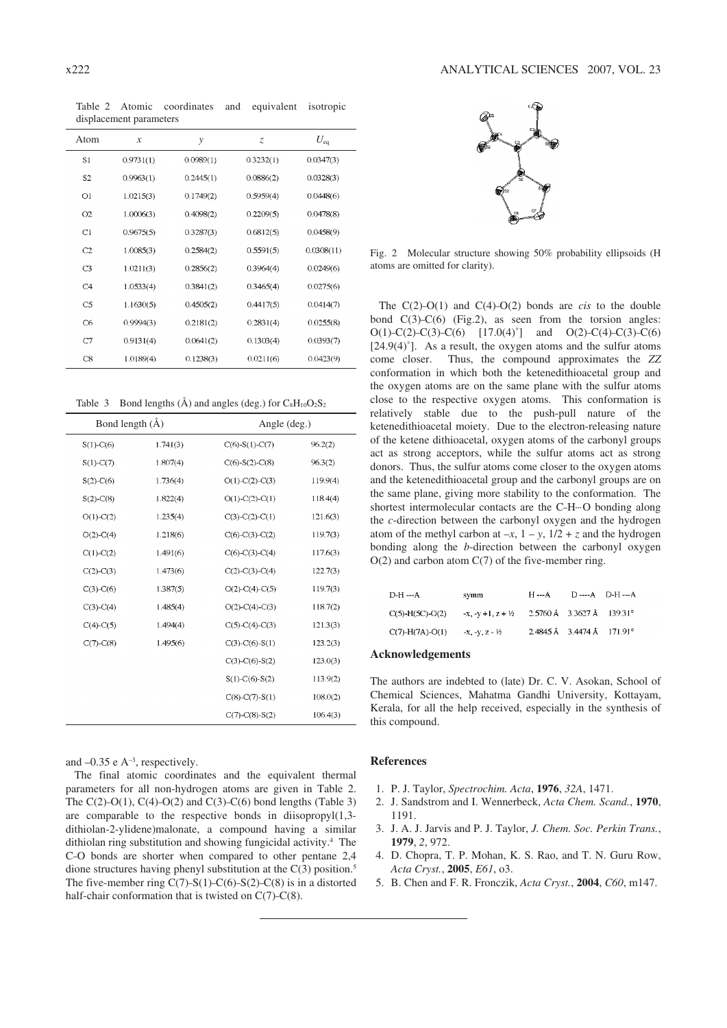Table 2 Atomic coordinates and equivalent isotropic displacement parameters

| Atom | $x$ | $y$ | $z$ | $U_{eq}$ |
|---|---|---|---|---|
| S1 | 0.9731(1) | 0.0989(1) | 0.3232(1) | 0.0347(3) |
| S2 | 0.9963(1) | 0.2445(1) | 0.0886(2) | 0.0328(3) |
| O1 | 1.0215(3) | 0.1749(2) | 0.5959(4) | 0.0448(6) |
| O2 | 1.0006(3) | 0.4098(2) | 0.2209(5) | 0.0478(8) |
| C1 | 0.9675(5) | 0.3287(3) | 0.6812(5) | 0.0458(9) |
| C2 | 1.0085(3) | 0.2584(2) | 0.5591(5) | 0.0308(11) |
| C3 | 1.0211(3) | 0.2856(2) | 0.3964(4) | 0.0249(6) |
| C4 | 1.0533(4) | 0.3841(2) | 0.3465(4) | 0.0275(6) |
| C5 | 1.1630(5) | 0.4505(2) | 0.4417(5) | 0.0414(7) |
| C6 | 0.9994(3) | 0.2181(2) | 0.2831(4) | 0.0255(8) |
| C7 | 0.9131(4) | 0.0641(2) | 0.1303(4) | 0.0393(7) |
| C8 | 1.0189(4) | 0.1238(3) | 0.0211(6) | 0.0423(9) |

Table 3 Bond lengths (Å) and angles (deg.) for $C_8H_{10}O_2S_2$

| Bond length (Å) | | Angle (deg.) | |
|---|---|---|---|
| S(1)-C(6) | 1.741(3) | C(6)-S(1)-C(7) | 96.2(2) |
| S(1)-C(7) | 1.807(4) | C(6)-S(2)-C(8) | 96.3(2) |
| S(2)-C(6) | 1.736(4) | O(1)-C(2)-C(3) | 119.9(4) |
| S(2)-C(8) | 1.822(4) | O(1)-C(2)-C(1) | 118.4(4) |
| O(1)-C(2) | 1.235(4) | C(3)-C(2)-C(1) | 121.6(3) |
| O(2)-C(4) | 1.218(6) | C(6)-C(3)-C(2) | 119.7(3) |
| C(1)-C(2) | 1.491(6) | C(6)-C(3)-C(4) | 117.6(3) |
| C(2)-C(3) | 1.473(6) | C(2)-C(3)-C(4) | 122.7(3) |
| C(3)-C(6) | 1.387(5) | O(2)-C(4)-C(5) | 119.7(3) |
| C(3)-C(4) | 1.485(4) | O(2)-C(4)-C(3) | 118.7(2) |
| C(4)-C(5) | 1.494(4) | C(5)-C(4)-C(3) | 121.3(3) |
| C(7)-C(8) | 1.495(6) | C(3)-C(6)-S(1) | 123.2(3) |
| | | C(3)-C(6)-S(2) | 123.0(3) |
| | | S(1)-C(6)-S(2) | 113.9(2) |
| | | C(8)-C(7)-S(1) | 108.0(2) |
| | | C(7)-C(8)-S(2) | 106.4(3) |

and –0.35 e $A^{-3}$, respectively.

The final atomic coordinates and the equivalent thermal parameters for all non-hydrogen atoms are given in Table 2. The C(2)–O(1), C(4)–O(2) and C(3)–C(6) bond lengths (Table 3) are comparable to the respective bonds in diisopropyl(1,3-dithiolan-2-ylidene)malonate, a compound having a similar dithiolan ring substitution and showing fungicidal activity.[4] The C–O bonds are shorter when compared to other pentane 2,4 dione structures having phenyl substitution at the C(3) position.[5] The five-member ring C(7)–S(1)–C(6)–S(2)–C(8) is in a distorted half-chair conformation that is twisted on C(7)–C(8).

Fig. 2 Molecular structure showing 50% probability ellipsoids (H atoms are omitted for clarity).

The C(2)–O(1) and C(4)–O(2) bonds are *cis* to the double bond C(3)–C(6) (Fig.2), as seen from the torsion angles: O(1)–C(2)–C(3)–C(6) [17.0(4)°] and O(2)–C(4)–C(3)–C(6) [24.9(4)°]. As a result, the oxygen atoms and the sulfur atoms come closer. Thus, the compound approximates the *ZZ* conformation in which both the ketenedithioacetal group and the oxygen atoms are on the same plane with the sulfur atoms close to the respective oxygen atoms. This conformation is relatively stable due to the push-pull nature of the ketenedithioacetal moiety. Due to the electron-releasing nature of the ketene dithioacetal, oxygen atoms of the carbonyl groups act as strong acceptors, while the sulfur atoms act as strong donors. Thus, the sulfur atoms come closer to the oxygen atoms and the ketenedithioacetal group and the carbonyl groups are on the same plane, giving more stability to the conformation. The shortest intermolecular contacts are the C–H···O bonding along the *c*-direction between the carbonyl oxygen and the hydrogen atom of the methyl carbon at $-x$, $1 - y$, $1/2 + z$ and the hydrogen bonding along the *b*-direction between the carbonyl oxygen O(2) and carbon atom C(7) of the five-member ring.

| D-H ---A | symm | H ---A | D ----A | D-H ---A |
|---|---|---|---|---|
| C(5)-H(5C)-O(2) | -x, -y +1, z + ½ | 2.5760 Å | 3.3627 Å | 139.31° |
| C(7)-H(7A)-O(1) | -x, -y, z - ½ | 2.4845 Å | 3.4474 Å | 171.91° |

## Acknowledgements

The authors are indebted to (late) Dr. C. V. Asokan, School of Chemical Sciences, Mahatma Gandhi University, Kottayam, Kerala, for all the help received, especially in the synthesis of this compound.

## References

1. P. J. Taylor, *Spectrochim. Acta*, **1976**, *32A*, 1471.
2. J. Sandstrom and I. Wennerbeck, *Acta Chem. Scand.*, **1970**, 1191.
3. J. A. J. Jarvis and P. J. Taylor, *J. Chem. Soc. Perkin Trans.*, **1979**, *2*, 972.
4. D. Chopra, T. P. Mohan, K. S. Rao, and T. N. Guru Row, *Acta Cryst.*, **2005**, *E61*, o3.
5. B. Chen and F. R. Fronczik, *Acta Cryst.*, **2004**, *C60*, m147.